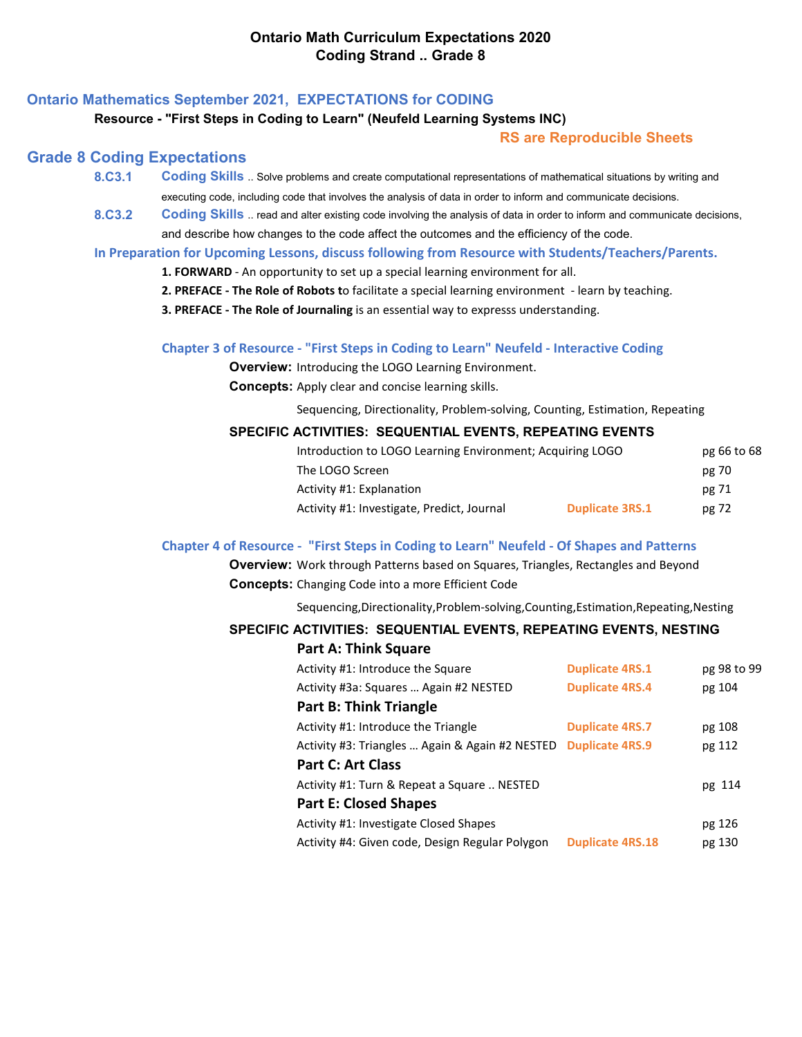# Ontario Math Curriculum Expectations 2020
# Coding Strand .. Grade 8

## Ontario Mathematics September 2021, EXPECTATIONS for CODING

**Resource - "First Steps in Coding to Learn" (Neufeld Learning Systems INC)**

**RS are Reproducible Sheets**

## Grade 8 Coding Expectations

**8.C3.1** **Coding Skills** .. Solve problems and create computational representations of mathematical situations by writing and executing code, including code that involves the analysis of data in order to inform and communicate decisions.

**8.C3.2** **Coding Skills** .. read and alter existing code involving the analysis of data in order to inform and communicate decisions, and describe how changes to the code affect the outcomes and the efficiency of the code.

**In Preparation for Upcoming Lessons, discuss following from Resource with Students/Teachers/Parents.**

1. **FORWARD** - An opportunity to set up a special learning environment for all.
2. **PREFACE - The Role of Robots t**o facilitate a special learning environment - learn by teaching.
3. **PREFACE - The Role of Journaling** is an essential way to expresss understanding.

### Chapter 3 of Resource - "First Steps in Coding to Learn" Neufeld - Interactive Coding

**Overview:** Introducing the LOGO Learning Environment.

**Concepts:** Apply clear and concise learning skills.

Sequencing, Directionality, Problem-solving, Counting, Estimation, Repeating

**SPECIFIC ACTIVITIES: SEQUENTIAL EVENTS, REPEATING EVENTS**

| Activity | Reproducible Sheet | Page |
|---|---|---|
| Introduction to LOGO Learning Environment; Acquiring LOGO | | pg 66 to 68 |
| The LOGO Screen | | pg 70 |
| Activity #1: Explanation | | pg 71 |
| Activity #1: Investigate, Predict, Journal | Duplicate 3RS.1 | pg 72 |

### Chapter 4 of Resource - "First Steps in Coding to Learn" Neufeld - Of Shapes and Patterns

**Overview:** Work through Patterns based on Squares, Triangles, Rectangles and Beyond

**Concepts:** Changing Code into a more Efficient Code

Sequencing,Directionality,Problem-solving,Counting,Estimation,Repeating,Nesting

**SPECIFIC ACTIVITIES: SEQUENTIAL EVENTS, REPEATING EVENTS, NESTING**

| Activity | Reproducible Sheet | Page |
|---|---|---|
| **Part A: Think Square** | | |
| Activity #1: Introduce the Square | Duplicate 4RS.1 | pg 98 to 99 |
| Activity #3a: Squares … Again #2 NESTED | Duplicate 4RS.4 | pg 104 |
| **Part B: Think Triangle** | | |
| Activity #1: Introduce the Triangle | Duplicate 4RS.7 | pg 108 |
| Activity #3: Triangles … Again & Again #2 NESTED | Duplicate 4RS.9 | pg 112 |
| **Part C: Art Class** | | |
| Activity #1: Turn & Repeat a Square .. NESTED | | pg 114 |
| **Part E: Closed Shapes** | | |
| Activity #1: Investigate Closed Shapes | | pg 126 |
| Activity #4: Given code, Design Regular Polygon | Duplicate 4RS.18 | pg 130 |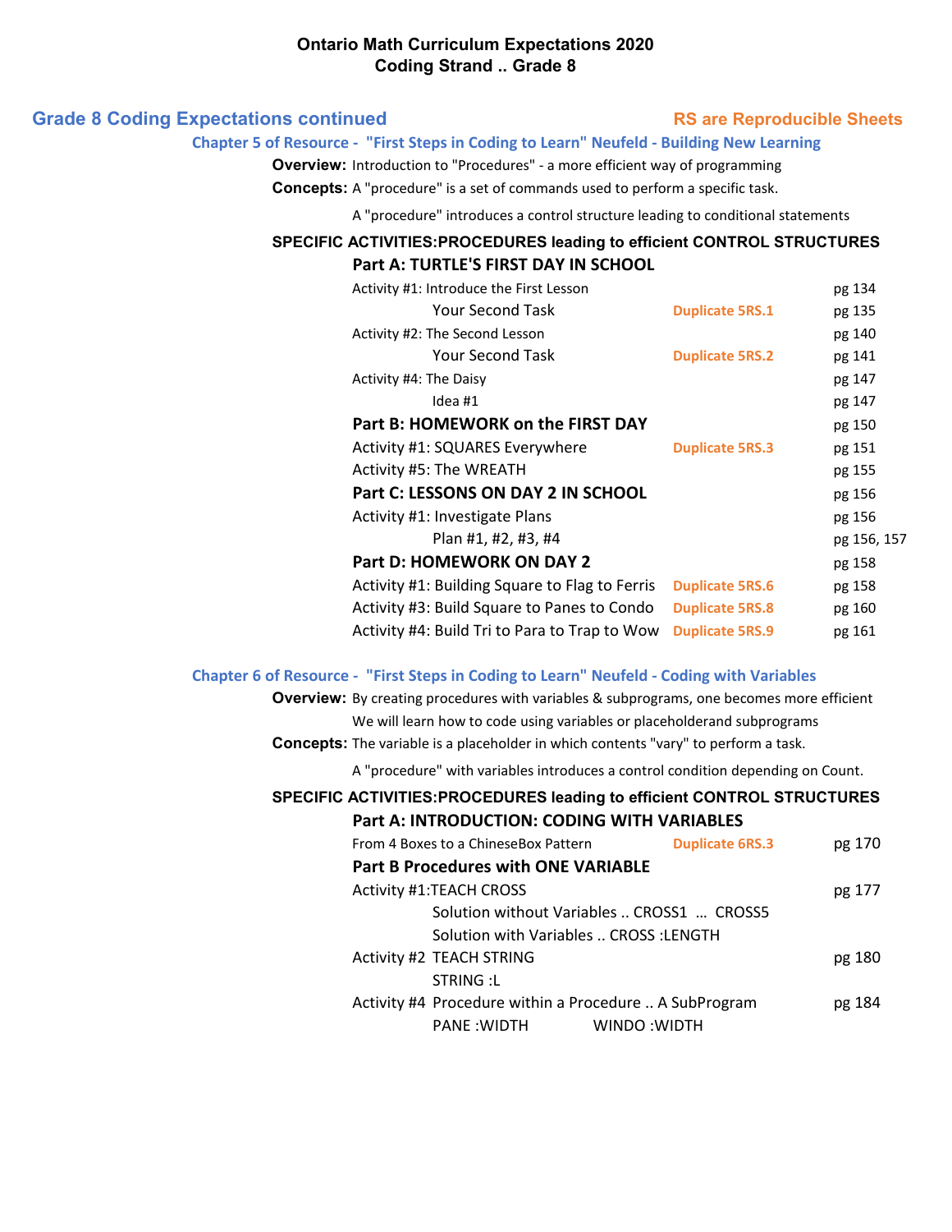# Ontario Math Curriculum Expectations 2020
# Coding Strand .. Grade 8

## Grade 8 Coding Expectations continued

**RS are Reproducible Sheets**

### Chapter 5 of Resource - "First Steps in Coding to Learn" Neufeld - Building New Learning

**Overview:** Introduction to "Procedures" - a more efficient way of programming

**Concepts:** A "procedure" is a set of commands used to perform a specific task.

A "procedure" introduces a control structure leading to conditional statements

**SPECIFIC ACTIVITIES:PROCEDURES leading to efficient CONTROL STRUCTURES**

| | | |
|---|---|---|
| **Part A: TURTLE'S FIRST DAY IN SCHOOL** | | |
| Activity #1: Introduce the First Lesson | | pg 134 |
| Your Second Task | Duplicate 5RS.1 | pg 135 |
| Activity #2: The Second Lesson | | pg 140 |
| Your Second Task | Duplicate 5RS.2 | pg 141 |
| Activity #4: The Daisy | | pg 147 |
| Idea #1 | | pg 147 |
| **Part B: HOMEWORK on the FIRST DAY** | | pg 150 |
| Activity #1: SQUARES Everywhere | Duplicate 5RS.3 | pg 151 |
| Activity #5: The WREATH | | pg 155 |
| **Part C: LESSONS ON DAY 2 IN SCHOOL** | | pg 156 |
| Activity #1: Investigate Plans | | pg 156 |
| Plan #1, #2, #3, #4 | | pg 156, 157 |
| **Part D: HOMEWORK ON DAY 2** | | pg 158 |
| Activity #1: Building Square to Flag to Ferris | Duplicate 5RS.6 | pg 158 |
| Activity #3: Build Square to Panes to Condo | Duplicate 5RS.8 | pg 160 |
| Activity #4: Build Tri to Para to Trap to Wow | Duplicate 5RS.9 | pg 161 |

### Chapter 6 of Resource - "First Steps in Coding to Learn" Neufeld - Coding with Variables

**Overview:** By creating procedures with variables & subprograms, one becomes more efficient

We will learn how to code using variables or placeholderand subprograms

**Concepts:** The variable is a placeholder in which contents "vary" to perform a task.

A "procedure" with variables introduces a control condition depending on Count.

**SPECIFIC ACTIVITIES:PROCEDURES leading to efficient CONTROL STRUCTURES**

| | | |
|---|---|---|
| **Part A: INTRODUCTION: CODING WITH VARIABLES** | | |
| From 4 Boxes to a ChineseBox Pattern | Duplicate 6RS.3 | pg 170 |
| **Part B Procedures with ONE VARIABLE** | | |
| Activity #1:TEACH CROSS | | pg 177 |
| Solution without Variables .. CROSS1 … CROSS5 | | |
| Solution with Variables .. CROSS :LENGTH | | |
| Activity #2 TEACH STRING | | pg 180 |
| STRING :L | | |
| Activity #4 Procedure within a Procedure .. A SubProgram | | pg 184 |
| PANE :WIDTH WINDO :WIDTH | | |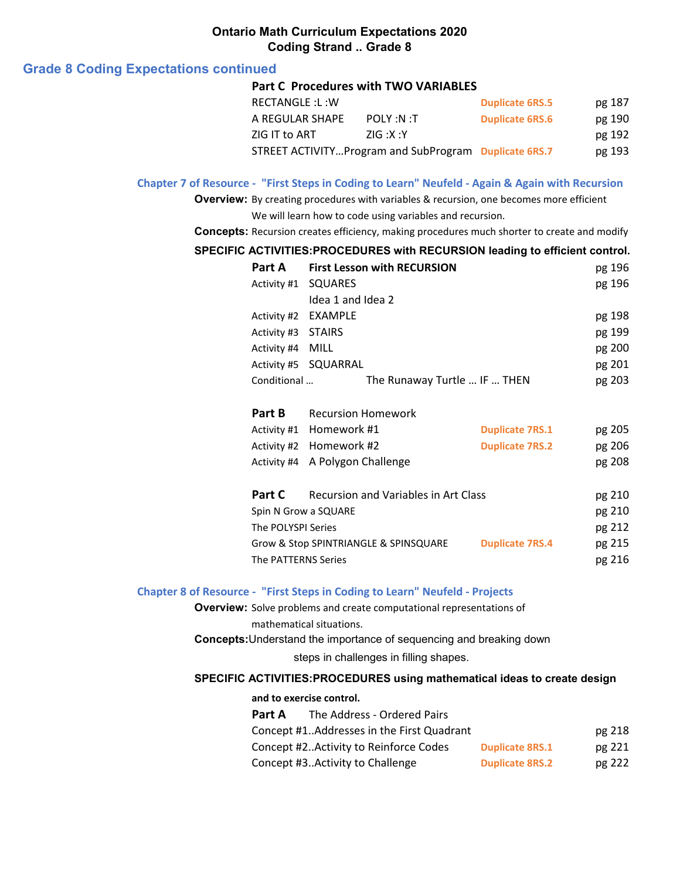**Ontario Math Curriculum Expectations 2020**
**Coding Strand .. Grade 8**

## Grade 8 Coding Expectations continued

**Part C Procedures with TWO VARIABLES**

| | | | |
|---|---|---|---|
| RECTANGLE :L :W | | Duplicate 6RS.5 | pg 187 |
| A REGULAR SHAPE | POLY :N :T | Duplicate 6RS.6 | pg 190 |
| ZIG IT to ART | ZIG :X :Y | | pg 192 |
| STREET ACTIVITY...Program and SubProgram | | Duplicate 6RS.7 | pg 193 |

### Chapter 7 of Resource - "First Steps in Coding to Learn" Neufeld - Again & Again with Recursion

**Overview:** By creating procedures with variables & recursion, one becomes more efficient
We will learn how to code using variables and recursion.

**Concepts:** Recursion creates efficiency, making procedures much shorter to create and modify

**SPECIFIC ACTIVITIES:PROCEDURES with RECURSION leading to efficient control.**

| | | | |
|---|---|---|---|
| **Part A** | **First Lesson with RECURSION** | | pg 196 |
| Activity #1 | SQUARES | | pg 196 |
| | Idea 1 and Idea 2 | | |
| Activity #2 | EXAMPLE | | pg 198 |
| Activity #3 | STAIRS | | pg 199 |
| Activity #4 | MILL | | pg 200 |
| Activity #5 | SQUARRAL | | pg 201 |
| Conditional ... | The Runaway Turtle ... IF ... THEN | | pg 203 |

| | | | |
|---|---|---|---|
| **Part B** | Recursion Homework | | |
| Activity #1 | Homework #1 | Duplicate 7RS.1 | pg 205 |
| Activity #2 | Homework #2 | Duplicate 7RS.2 | pg 206 |
| Activity #4 | A Polygon Challenge | | pg 208 |

| | | | |
|---|---|---|---|
| **Part C** | Recursion and Variables in Art Class | | pg 210 |
| Spin N Grow a SQUARE | | | pg 210 |
| The POLYSPI Series | | | pg 212 |
| Grow & Stop SPINTRIANGLE & SPINSQUARE | | Duplicate 7RS.4 | pg 215 |
| The PATTERNS Series | | | pg 216 |

### Chapter 8 of Resource - "First Steps in Coding to Learn" Neufeld - Projects

**Overview:** Solve problems and create computational representations of mathematical situations.

**Concepts:** Understand the importance of sequencing and breaking down steps in challenges in filling shapes.

**SPECIFIC ACTIVITIES:PROCEDURES using mathematical ideas to create design and to exercise control.**

| | | |
|---|---|---|
| **Part A** The Address - Ordered Pairs | | |
| Concept #1..Addresses in the First Quadrant | | pg 218 |
| Concept #2..Activity to Reinforce Codes | Duplicate 8RS.1 | pg 221 |
| Concept #3..Activity to Challenge | Duplicate 8RS.2 | pg 222 |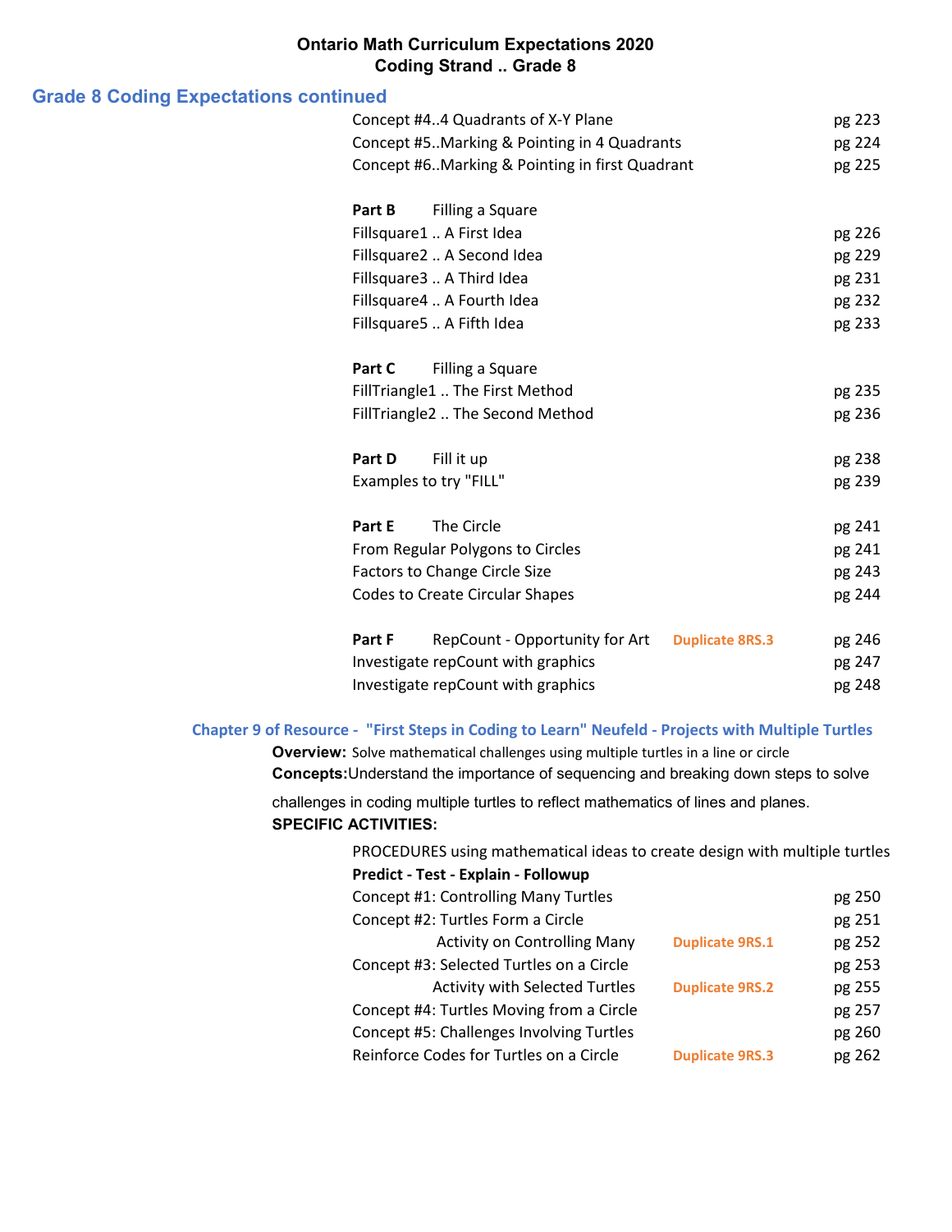**Ontario Math Curriculum Expectations 2020**
**Coding Strand .. Grade 8**

## Grade 8 Coding Expectations continued

| | | |
|---|---|---|
| Concept #4..4 Quadrants of X-Y Plane | | pg 223 |
| Concept #5..Marking & Pointing in 4 Quadrants | | pg 224 |
| Concept #6..Marking & Pointing in first Quadrant | | pg 225 |
| | | |
| **Part B** Filling a Square | | |
| Fillsquare1 .. A First Idea | | pg 226 |
| Fillsquare2 .. A Second Idea | | pg 229 |
| Fillsquare3 .. A Third Idea | | pg 231 |
| Fillsquare4 .. A Fourth Idea | | pg 232 |
| Fillsquare5 .. A Fifth Idea | | pg 233 |
| | | |
| **Part C** Filling a Square | | |
| FillTriangle1 .. The First Method | | pg 235 |
| FillTriangle2 .. The Second Method | | pg 236 |
| | | |
| **Part D** Fill it up | | pg 238 |
| Examples to try "FILL" | | pg 239 |
| | | |
| **Part E** The Circle | | pg 241 |
| From Regular Polygons to Circles | | pg 241 |
| Factors to Change Circle Size | | pg 243 |
| Codes to Create Circular Shapes | | pg 244 |
| | | |
| **Part F** RepCount - Opportunity for Art | Duplicate 8RS.3 | pg 246 |
| Investigate repCount with graphics | | pg 247 |
| Investigate repCount with graphics | | pg 248 |

### Chapter 9 of Resource - "First Steps in Coding to Learn" Neufeld - Projects with Multiple Turtles

**Overview:** Solve mathematical challenges using multiple turtles in a line or circle

**Concepts:** Understand the importance of sequencing and breaking down steps to solve challenges in coding multiple turtles to reflect mathematics of lines and planes.

**SPECIFIC ACTIVITIES:**

PROCEDURES using mathematical ideas to create design with multiple turtles

**Predict - Test - Explain - Followup**

| | | |
|---|---|---|
| Concept #1: Controlling Many Turtles | | pg 250 |
| Concept #2: Turtles Form a Circle | | pg 251 |
| Activity on Controlling Many | Duplicate 9RS.1 | pg 252 |
| Concept #3: Selected Turtles on a Circle | | pg 253 |
| Activity with Selected Turtles | Duplicate 9RS.2 | pg 255 |
| Concept #4: Turtles Moving from a Circle | | pg 257 |
| Concept #5: Challenges Involving Turtles | | pg 260 |
| Reinforce Codes for Turtles on a Circle | Duplicate 9RS.3 | pg 262 |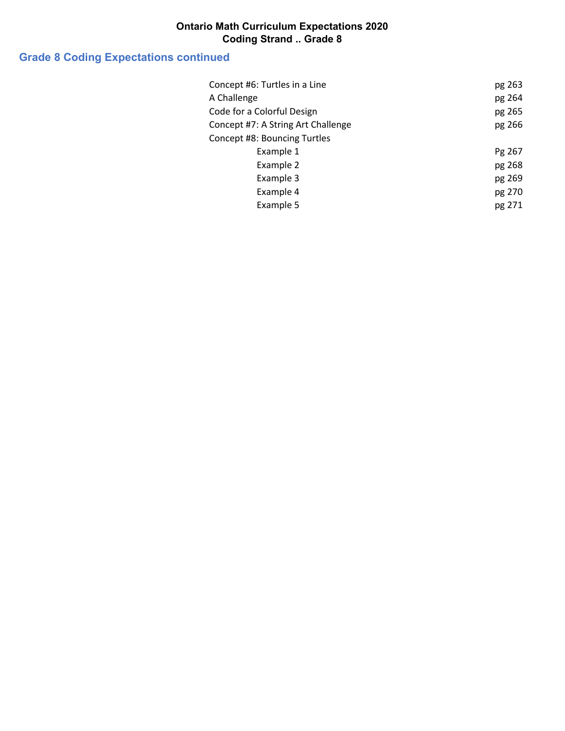# Ontario Math Curriculum Expectations 2020
# Coding Strand .. Grade 8

## Grade 8 Coding Expectations continued

| | |
|---|---|
| Concept #6: Turtles in a Line | pg 263 |
| A Challenge | pg 264 |
| Code for a Colorful Design | pg 265 |
| Concept #7: A String Art Challenge | pg 266 |
| Concept #8: Bouncing Turtles | |
| Example 1 | Pg 267 |
| Example 2 | pg 268 |
| Example 3 | pg 269 |
| Example 4 | pg 270 |
| Example 5 | pg 271 |